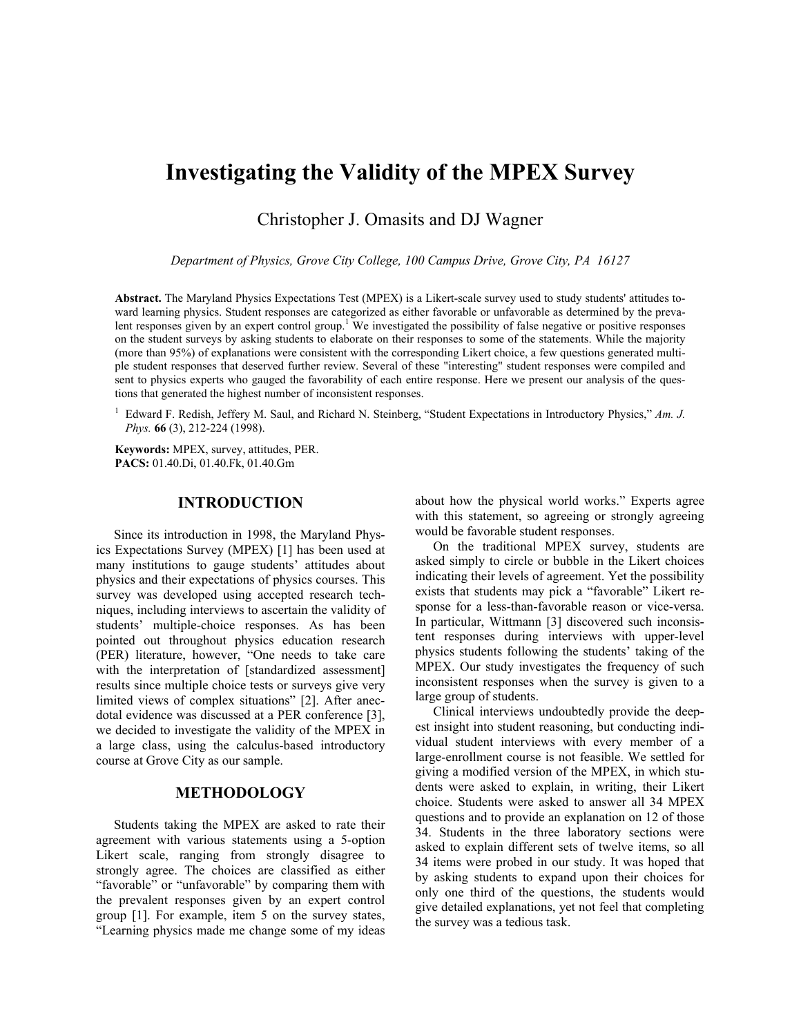# Investigating the Validity of the MPEX Survey

Christopher J. Omasits and DJ Wagner

*Department of Physics, Grove City College, 100 Campus Drive, Grove City, PA 16127*

**Abstract.** The Maryland Physics Expectations Test (MPEX) is a Likert-scale survey used to study students' attitudes toward learning physics. Student responses are categorized as either favorable or unfavorable as determined by the prevalent responses given by an expert control group.[1] We investigated the possibility of false negative or positive responses on the student surveys by asking students to elaborate on their responses to some of the statements. While the majority (more than 95%) of explanations were consistent with the corresponding Likert choice, a few questions generated multiple student responses that deserved further review. Several of these "interesting" student responses were compiled and sent to physics experts who gauged the favorability of each entire response. Here we present our analysis of the questions that generated the highest number of inconsistent responses.

[1] Edward F. Redish, Jeffery M. Saul, and Richard N. Steinberg, "Student Expectations in Introductory Physics," *Am. J. Phys.* **66** (3), 212-224 (1998).

**Keywords:** MPEX, survey, attitudes, PER.
**PACS:** 01.40.Di, 01.40.Fk, 01.40.Gm

## INTRODUCTION

Since its introduction in 1998, the Maryland Physics Expectations Survey (MPEX) [1] has been used at many institutions to gauge students' attitudes about physics and their expectations of physics courses. This survey was developed using accepted research techniques, including interviews to ascertain the validity of students' multiple-choice responses. As has been pointed out throughout physics education research (PER) literature, however, "One needs to take care with the interpretation of [standardized assessment] results since multiple choice tests or surveys give very limited views of complex situations" [2]. After anecdotal evidence was discussed at a PER conference [3], we decided to investigate the validity of the MPEX in a large class, using the calculus-based introductory course at Grove City as our sample.

## METHODOLOGY

Students taking the MPEX are asked to rate their agreement with various statements using a 5-option Likert scale, ranging from strongly disagree to strongly agree. The choices are classified as either "favorable" or "unfavorable" by comparing them with the prevalent responses given by an expert control group [1]. For example, item 5 on the survey states, "Learning physics made me change some of my ideas about how the physical world works." Experts agree with this statement, so agreeing or strongly agreeing would be favorable student responses.

On the traditional MPEX survey, students are asked simply to circle or bubble in the Likert choices indicating their levels of agreement. Yet the possibility exists that students may pick a "favorable" Likert response for a less-than-favorable reason or vice-versa. In particular, Wittmann [3] discovered such inconsistent responses during interviews with upper-level physics students following the students' taking of the MPEX. Our study investigates the frequency of such inconsistent responses when the survey is given to a large group of students.

Clinical interviews undoubtedly provide the deepest insight into student reasoning, but conducting individual student interviews with every member of a large-enrollment course is not feasible. We settled for giving a modified version of the MPEX, in which students were asked to explain, in writing, their Likert choice. Students were asked to answer all 34 MPEX questions and to provide an explanation on 12 of those 34. Students in the three laboratory sections were asked to explain different sets of twelve items, so all 34 items were probed in our study. It was hoped that by asking students to expand upon their choices for only one third of the questions, the students would give detailed explanations, yet not feel that completing the survey was a tedious task.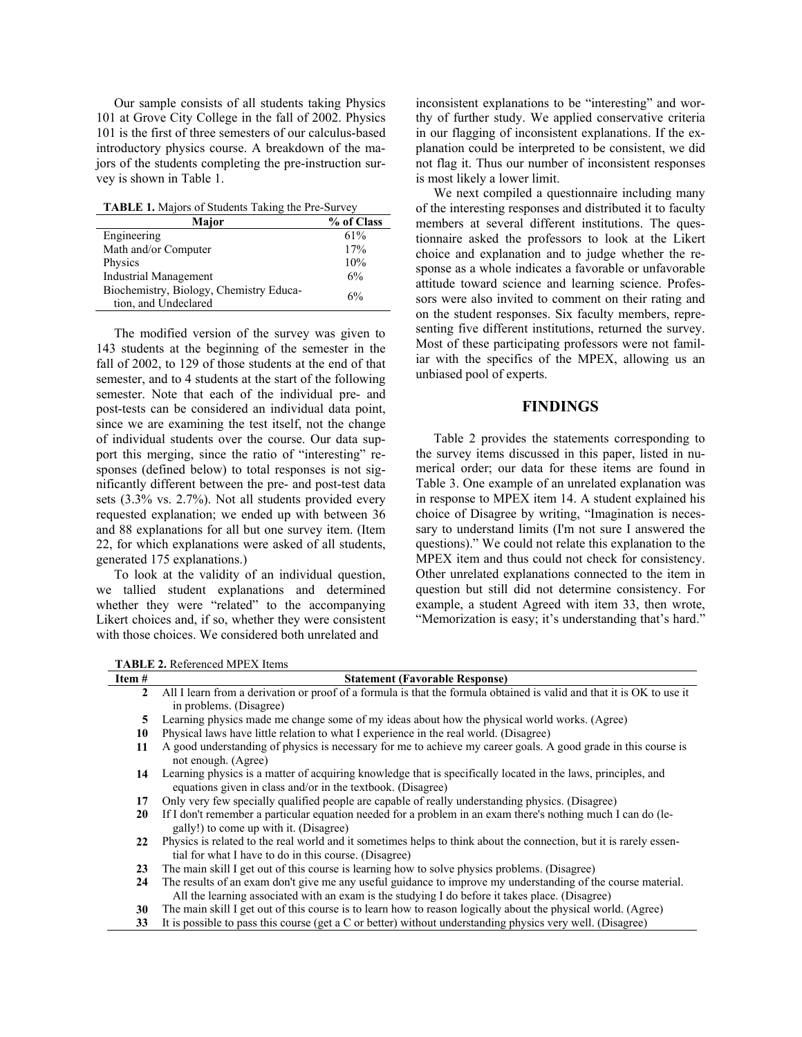Our sample consists of all students taking Physics 101 at Grove City College in the fall of 2002. Physics 101 is the first of three semesters of our calculus-based introductory physics course. A breakdown of the majors of the students completing the pre-instruction survey is shown in Table 1.

**TABLE 1.** Majors of Students Taking the Pre-Survey

| Major | % of Class |
|---|---|
| Engineering | 61% |
| Math and/or Computer | 17% |
| Physics | 10% |
| Industrial Management | 6% |
| Biochemistry, Biology, Chemistry Education, and Undeclared | 6% |

The modified version of the survey was given to 143 students at the beginning of the semester in the fall of 2002, to 129 of those students at the end of that semester, and to 4 students at the start of the following semester. Note that each of the individual pre- and post-tests can be considered an individual data point, since we are examining the test itself, not the change of individual students over the course. Our data support this merging, since the ratio of "interesting" responses (defined below) to total responses is not significantly different between the pre- and post-test data sets (3.3% vs. 2.7%). Not all students provided every requested explanation; we ended up with between 36 and 88 explanations for all but one survey item. (Item 22, for which explanations were asked of all students, generated 175 explanations.)

To look at the validity of an individual question, we tallied student explanations and determined whether they were "related" to the accompanying Likert choices and, if so, whether they were consistent with those choices. We considered both unrelated and inconsistent explanations to be "interesting" and worthy of further study. We applied conservative criteria in our flagging of inconsistent explanations. If the explanation could be interpreted to be consistent, we did not flag it. Thus our number of inconsistent responses is most likely a lower limit.

We next compiled a questionnaire including many of the interesting responses and distributed it to faculty members at several different institutions. The questionnaire asked the professors to look at the Likert choice and explanation and to judge whether the response as a whole indicates a favorable or unfavorable attitude toward science and learning science. Professors were also invited to comment on their rating and on the student responses. Six faculty members, representing five different institutions, returned the survey. Most of these participating professors were not familiar with the specifics of the MPEX, allowing us an unbiased pool of experts.

## FINDINGS

Table 2 provides the statements corresponding to the survey items discussed in this paper, listed in numerical order; our data for these items are found in Table 3. One example of an unrelated explanation was in response to MPEX item 14. A student explained his choice of Disagree by writing, "Imagination is necessary to understand limits (I'm not sure I answered the questions)." We could not relate this explanation to the MPEX item and thus could not check for consistency. Other unrelated explanations connected to the item in question but still did not determine consistency. For example, a student Agreed with item 33, then wrote, "Memorization is easy; it's understanding that's hard."

**TABLE 2.** Referenced MPEX Items

| Item # | Statement (Favorable Response) |
|---|---|
| 2 | All I learn from a derivation or proof of a formula is that the formula obtained is valid and that it is OK to use it in problems. (Disagree) |
| 5 | Learning physics made me change some of my ideas about how the physical world works. (Agree) |
| 10 | Physical laws have little relation to what I experience in the real world. (Disagree) |
| 11 | A good understanding of physics is necessary for me to achieve my career goals. A good grade in this course is not enough. (Agree) |
| 14 | Learning physics is a matter of acquiring knowledge that is specifically located in the laws, principles, and equations given in class and/or in the textbook. (Disagree) |
| 17 | Only very few specially qualified people are capable of really understanding physics. (Disagree) |
| 20 | If I don't remember a particular equation needed for a problem in an exam there's nothing much I can do (legally!) to come up with it. (Disagree) |
| 22 | Physics is related to the real world and it sometimes helps to think about the connection, but it is rarely essential for what I have to do in this course. (Disagree) |
| 23 | The main skill I get out of this course is learning how to solve physics problems. (Disagree) |
| 24 | The results of an exam don't give me any useful guidance to improve my understanding of the course material. All the learning associated with an exam is the studying I do before it takes place. (Disagree) |
| 30 | The main skill I get out of this course is to learn how to reason logically about the physical world. (Agree) |
| 33 | It is possible to pass this course (get a C or better) without understanding physics very well. (Disagree) |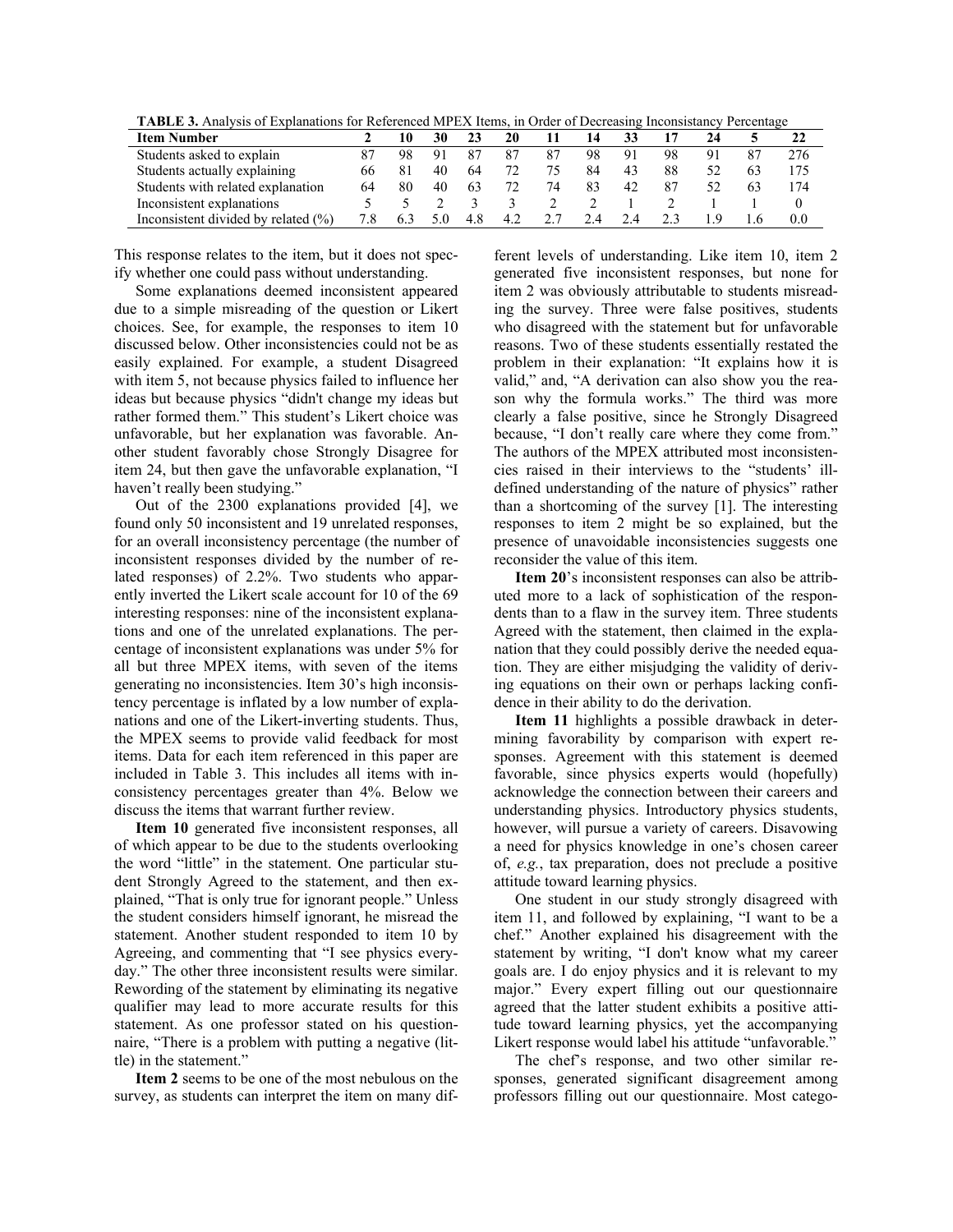**TABLE 3.** Analysis of Explanations for Referenced MPEX Items, in Order of Decreasing Inconsistancy Percentage

| Item Number | 2 | 10 | 30 | 23 | 20 | 11 | 14 | 33 | 17 | 24 | 5 | 22 |
|---|---|---|---|---|---|---|---|---|---|---|---|---|
| Students asked to explain | 87 | 98 | 91 | 87 | 87 | 87 | 98 | 91 | 98 | 91 | 87 | 276 |
| Students actually explaining | 66 | 81 | 40 | 64 | 72 | 75 | 84 | 43 | 88 | 52 | 63 | 175 |
| Students with related explanation | 64 | 80 | 40 | 63 | 72 | 74 | 83 | 42 | 87 | 52 | 63 | 174 |
| Inconsistent explanations | 5 | 5 | 2 | 3 | 3 | 2 | 2 | 1 | 2 | 1 | 1 | 0 |
| Inconsistent divided by related (%) | 7.8 | 6.3 | 5.0 | 4.8 | 4.2 | 2.7 | 2.4 | 2.4 | 2.3 | 1.9 | 1.6 | 0.0 |

This response relates to the item, but it does not specify whether one could pass without understanding.

Some explanations deemed inconsistent appeared due to a simple misreading of the question or Likert choices. See, for example, the responses to item 10 discussed below. Other inconsistencies could not be as easily explained. For example, a student Disagreed with item 5, not because physics failed to influence her ideas but because physics "didn't change my ideas but rather formed them." This student's Likert choice was unfavorable, but her explanation was favorable. Another student favorably chose Strongly Disagree for item 24, but then gave the unfavorable explanation, "I haven't really been studying."

Out of the 2300 explanations provided [4], we found only 50 inconsistent and 19 unrelated responses, for an overall inconsistency percentage (the number of inconsistent responses divided by the number of related responses) of 2.2%. Two students who apparently inverted the Likert scale account for 10 of the 69 interesting responses: nine of the inconsistent explanations and one of the unrelated explanations. The percentage of inconsistent explanations was under 5% for all but three MPEX items, with seven of the items generating no inconsistencies. Item 30's high inconsistency percentage is inflated by a low number of explanations and one of the Likert-inverting students. Thus, the MPEX seems to provide valid feedback for most items. Data for each item referenced in this paper are included in Table 3. This includes all items with inconsistency percentages greater than 4%. Below we discuss the items that warrant further review.

**Item 10** generated five inconsistent responses, all of which appear to be due to the students overlooking the word "little" in the statement. One particular student Strongly Agreed to the statement, and then explained, "That is only true for ignorant people." Unless the student considers himself ignorant, he misread the statement. Another student responded to item 10 by Agreeing, and commenting that "I see physics everyday." The other three inconsistent results were similar. Rewording of the statement by eliminating its negative qualifier may lead to more accurate results for this statement. As one professor stated on his questionnaire, "There is a problem with putting a negative (little) in the statement."

**Item 2** seems to be one of the most nebulous on the survey, as students can interpret the item on many different levels of understanding. Like item 10, item 2 generated five inconsistent responses, but none for item 2 was obviously attributable to students misreading the survey. Three were false positives, students who disagreed with the statement but for unfavorable reasons. Two of these students essentially restated the problem in their explanation: "It explains how it is valid," and, "A derivation can also show you the reason why the formula works." The third was more clearly a false positive, since he Strongly Disagreed because, "I don't really care where they come from." The authors of the MPEX attributed most inconsistencies raised in their interviews to the "students' ill-defined understanding of the nature of physics" rather than a shortcoming of the survey [1]. The interesting responses to item 2 might be so explained, but the presence of unavoidable inconsistencies suggests one reconsider the value of this item.

**Item 20**'s inconsistent responses can also be attributed more to a lack of sophistication of the respondents than to a flaw in the survey item. Three students Agreed with the statement, then claimed in the explanation that they could possibly derive the needed equation. They are either misjudging the validity of deriving equations on their own or perhaps lacking confidence in their ability to do the derivation.

**Item 11** highlights a possible drawback in determining favorability by comparison with expert responses. Agreement with this statement is deemed favorable, since physics experts would (hopefully) acknowledge the connection between their careers and understanding physics. Introductory physics students, however, will pursue a variety of careers. Disavowing a need for physics knowledge in one's chosen career of, *e.g.*, tax preparation, does not preclude a positive attitude toward learning physics.

One student in our study strongly disagreed with item 11, and followed by explaining, "I want to be a chef." Another explained his disagreement with the statement by writing, "I don't know what my career goals are. I do enjoy physics and it is relevant to my major." Every expert filling out our questionnaire agreed that the latter student exhibits a positive attitude toward learning physics, yet the accompanying Likert response would label his attitude "unfavorable."

The chef's response, and two other similar responses, generated significant disagreement among professors filling out our questionnaire. Most catego-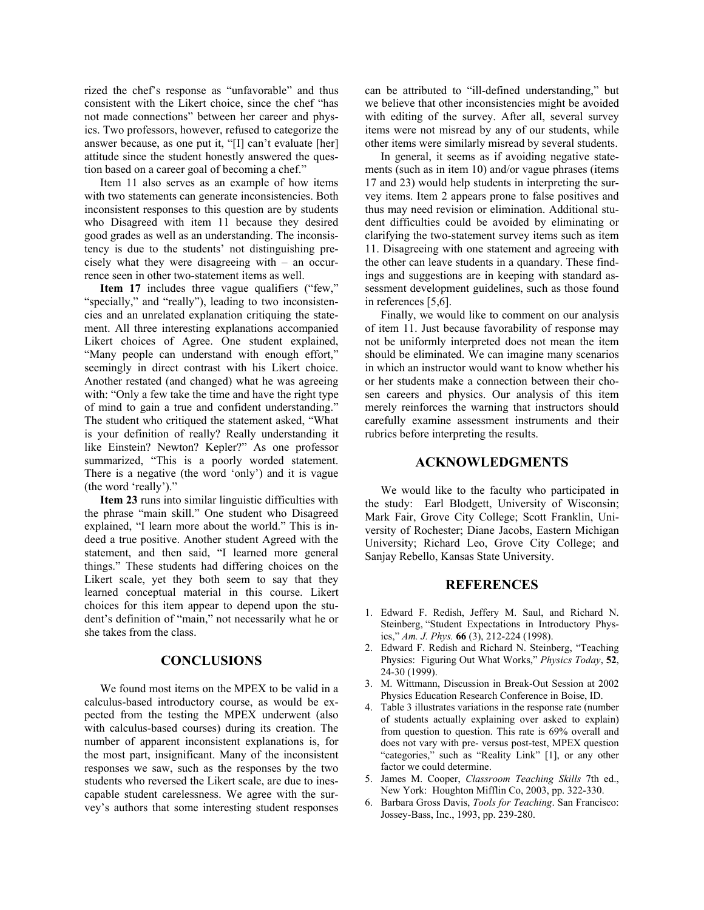rized the chef's response as "unfavorable" and thus consistent with the Likert choice, since the chef "has not made connections" between her career and physics. Two professors, however, refused to categorize the answer because, as one put it, "[I] can't evaluate [her] attitude since the student honestly answered the question based on a career goal of becoming a chef."

Item 11 also serves as an example of how items with two statements can generate inconsistencies. Both inconsistent responses to this question are by students who Disagreed with item 11 because they desired good grades as well as an understanding. The inconsistency is due to the students' not distinguishing precisely what they were disagreeing with – an occurrence seen in other two-statement items as well.

**Item 17** includes three vague qualifiers ("few," "specially," and "really"), leading to two inconsistencies and an unrelated explanation critiquing the statement. All three interesting explanations accompanied Likert choices of Agree. One student explained, "Many people can understand with enough effort," seemingly in direct contrast with his Likert choice. Another restated (and changed) what he was agreeing with: "Only a few take the time and have the right type of mind to gain a true and confident understanding." The student who critiqued the statement asked, "What is your definition of really? Really understanding it like Einstein? Newton? Kepler?" As one professor summarized, "This is a poorly worded statement. There is a negative (the word 'only') and it is vague (the word 'really')."

**Item 23** runs into similar linguistic difficulties with the phrase "main skill." One student who Disagreed explained, "I learn more about the world." This is indeed a true positive. Another student Agreed with the statement, and then said, "I learned more general things." These students had differing choices on the Likert scale, yet they both seem to say that they learned conceptual material in this course. Likert choices for this item appear to depend upon the student's definition of "main," not necessarily what he or she takes from the class.

## CONCLUSIONS

We found most items on the MPEX to be valid in a calculus-based introductory course, as would be expected from the testing the MPEX underwent (also with calculus-based courses) during its creation. The number of apparent inconsistent explanations is, for the most part, insignificant. Many of the inconsistent responses we saw, such as the responses by the two students who reversed the Likert scale, are due to inescapable student carelessness. We agree with the survey's authors that some interesting student responses can be attributed to "ill-defined understanding," but we believe that other inconsistencies might be avoided with editing of the survey. After all, several survey items were not misread by any of our students, while other items were similarly misread by several students.

In general, it seems as if avoiding negative statements (such as in item 10) and/or vague phrases (items 17 and 23) would help students in interpreting the survey items. Item 2 appears prone to false positives and thus may need revision or elimination. Additional student difficulties could be avoided by eliminating or clarifying the two-statement survey items such as item 11. Disagreeing with one statement and agreeing with the other can leave students in a quandary. These findings and suggestions are in keeping with standard assessment development guidelines, such as those found in references [5,6].

Finally, we would like to comment on our analysis of item 11. Just because favorability of response may not be uniformly interpreted does not mean the item should be eliminated. We can imagine many scenarios in which an instructor would want to know whether his or her students make a connection between their chosen careers and physics. Our analysis of this item merely reinforces the warning that instructors should carefully examine assessment instruments and their rubrics before interpreting the results.

## ACKNOWLEDGMENTS

We would like to the faculty who participated in the study: Earl Blodgett, University of Wisconsin; Mark Fair, Grove City College; Scott Franklin, University of Rochester; Diane Jacobs, Eastern Michigan University; Richard Leo, Grove City College; and Sanjay Rebello, Kansas State University.

## REFERENCES

1. Edward F. Redish, Jeffery M. Saul, and Richard N. Steinberg, "Student Expectations in Introductory Physics," *Am. J. Phys.* **66** (3), 212-224 (1998).
2. Edward F. Redish and Richard N. Steinberg, "Teaching Physics: Figuring Out What Works," *Physics Today*, **52**, 24-30 (1999).
3. M. Wittmann, Discussion in Break-Out Session at 2002 Physics Education Research Conference in Boise, ID.
4. Table 3 illustrates variations in the response rate (number of students actually explaining over asked to explain) from question to question. This rate is 69% overall and does not vary with pre- versus post-test, MPEX question "categories," such as "Reality Link" [1], or any other factor we could determine.
5. James M. Cooper, *Classroom Teaching Skills* 7th ed., New York: Houghton Mifflin Co, 2003, pp. 322-330.
6. Barbara Gross Davis, *Tools for Teaching*. San Francisco: Jossey-Bass, Inc., 1993, pp. 239-280.